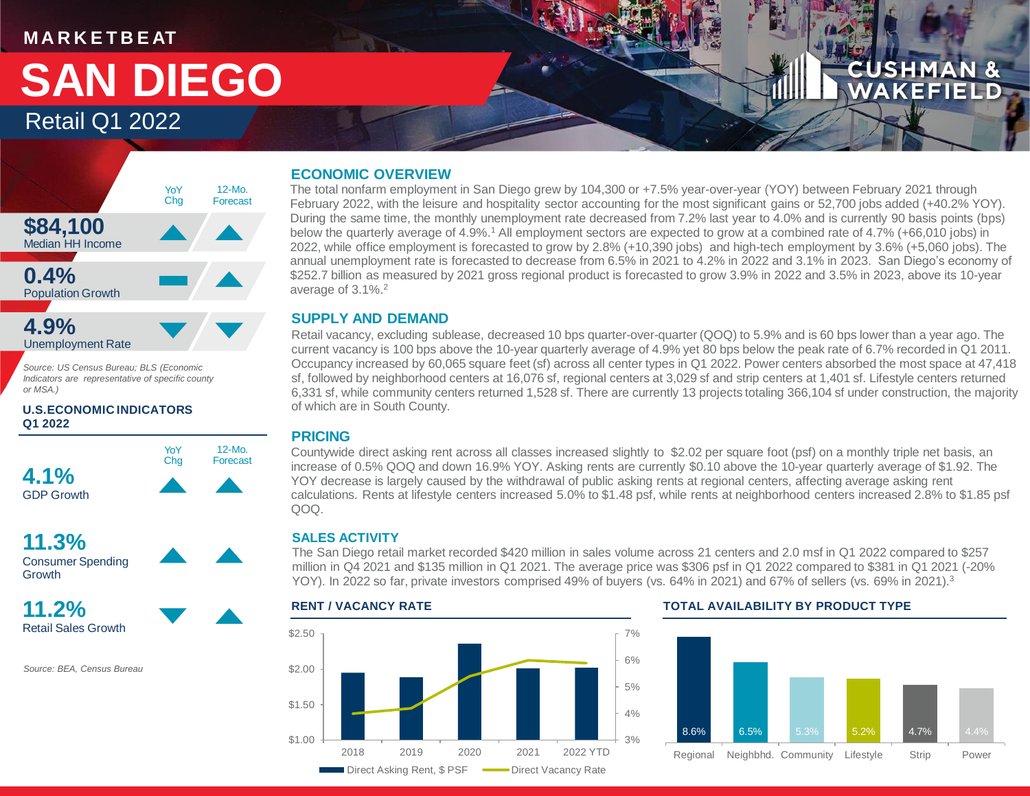MARKETBEAT

# SAN DIEGO

## Retail Q1 2022

| | YoY Chg | 12-Mo. Forecast |
|---|---|---|
| **$84,100** Median HH Income | ▲ | ▲ |
| **0.4%** Population Growth | ▬ | ▲ |
| **4.9%** Unemployment Rate | ▼ | ▼ |

*Source: US Census Bureau; BLS (Economic Indicators are representative of specific county or MSA.)*

### U.S.ECONOMIC INDICATORS Q1 2022

| | YoY Chg | 12-Mo. Forecast |
|---|---|---|
| **4.1%** GDP Growth | ▲ | ▲ |
| **11.3%** Consumer Spending Growth | ▲ | ▲ |
| **11.2%** Retail Sales Growth | ▼ | ▲ |

*Source: BEA, Census Bureau*

### ECONOMIC OVERVIEW

The total nonfarm employment in San Diego grew by 104,300 or +7.5% year-over-year (YOY) between February 2021 through February 2022, with the leisure and hospitality sector accounting for the most significant gains or 52,700 jobs added (+40.2% YOY). During the same time, the monthly unemployment rate decreased from 7.2% last year to 4.0% and is currently 90 basis points (bps) below the quarterly average of 4.9%.[1] All employment sectors are expected to grow at a combined rate of 4.7% (+66,010 jobs) in 2022, while office employment is forecasted to grow by 2.8% (+10,390 jobs) and high-tech employment by 3.6% (+5,060 jobs). The annual unemployment rate is forecasted to decrease from 6.5% in 2021 to 4.2% in 2022 and 3.1% in 2023. San Diego's economy of $252.7 billion as measured by 2021 gross regional product is forecasted to grow 3.9% in 2022 and 3.5% in 2023, above its 10-year average of 3.1%.[2]

### SUPPLY AND DEMAND

Retail vacancy, excluding sublease, decreased 10 bps quarter-over-quarter (QOQ) to 5.9% and is 60 bps lower than a year ago. The current vacancy is 100 bps above the 10-year quarterly average of 4.9% yet 80 bps below the peak rate of 6.7% recorded in Q1 2011. Occupancy increased by 60,065 square feet (sf) across all center types in Q1 2022. Power centers absorbed the most space at 47,418 sf, followed by neighborhood centers at 16,076 sf, regional centers at 3,029 sf and strip centers at 1,401 sf. Lifestyle centers returned 6,331 sf, while community centers returned 1,528 sf. There are currently 13 projects totaling 366,104 sf under construction, the majority of which are in South County.

### PRICING

Countywide direct asking rent across all classes increased slightly to $2.02 per square foot (psf) on a monthly triple net basis, an increase of 0.5% QOQ and down 16.9% YOY. Asking rents are currently $0.10 above the 10-year quarterly average of $1.92. The YOY decrease is largely caused by the withdrawal of public asking rents at regional centers, affecting average asking rent calculations. Rents at lifestyle centers increased 5.0% to $1.48 psf, while rents at neighborhood centers increased 2.8% to $1.85 psf QOQ.

### SALES ACTIVITY

The San Diego retail market recorded $420 million in sales volume across 21 centers and 2.0 msf in Q1 2022 compared to $257 million in Q4 2021 and $135 million in Q1 2021. The average price was $306 psf in Q1 2022 compared to $381 in Q1 2021 (-20% YOY). In 2022 so far, private investors comprised 49% of buyers (vs. 64% in 2021) and 67% of sellers (vs. 69% in 2021).[3]

### RENT / VACANCY RATE

| | 2018 | 2019 | 2020 | 2021 | 2022 YTD |
|---|---|---|---|---|---|
| Direct Asking Rent, $ PSF | ~$1.95 | ~$1.88 | ~$2.35 | ~$2.01 | ~$2.02 |
| Direct Vacancy Rate | ~4.0% | ~4.2% | ~5.4% | ~6.0% | ~5.9% |

### TOTAL AVAILABILITY BY PRODUCT TYPE

| Regional | Neighbhd. | Community | Lifestyle | Strip | Power |
|---|---|---|---|---|---|
| 8.6% | 6.5% | 5.3% | 5.2% | 4.7% | 4.4% |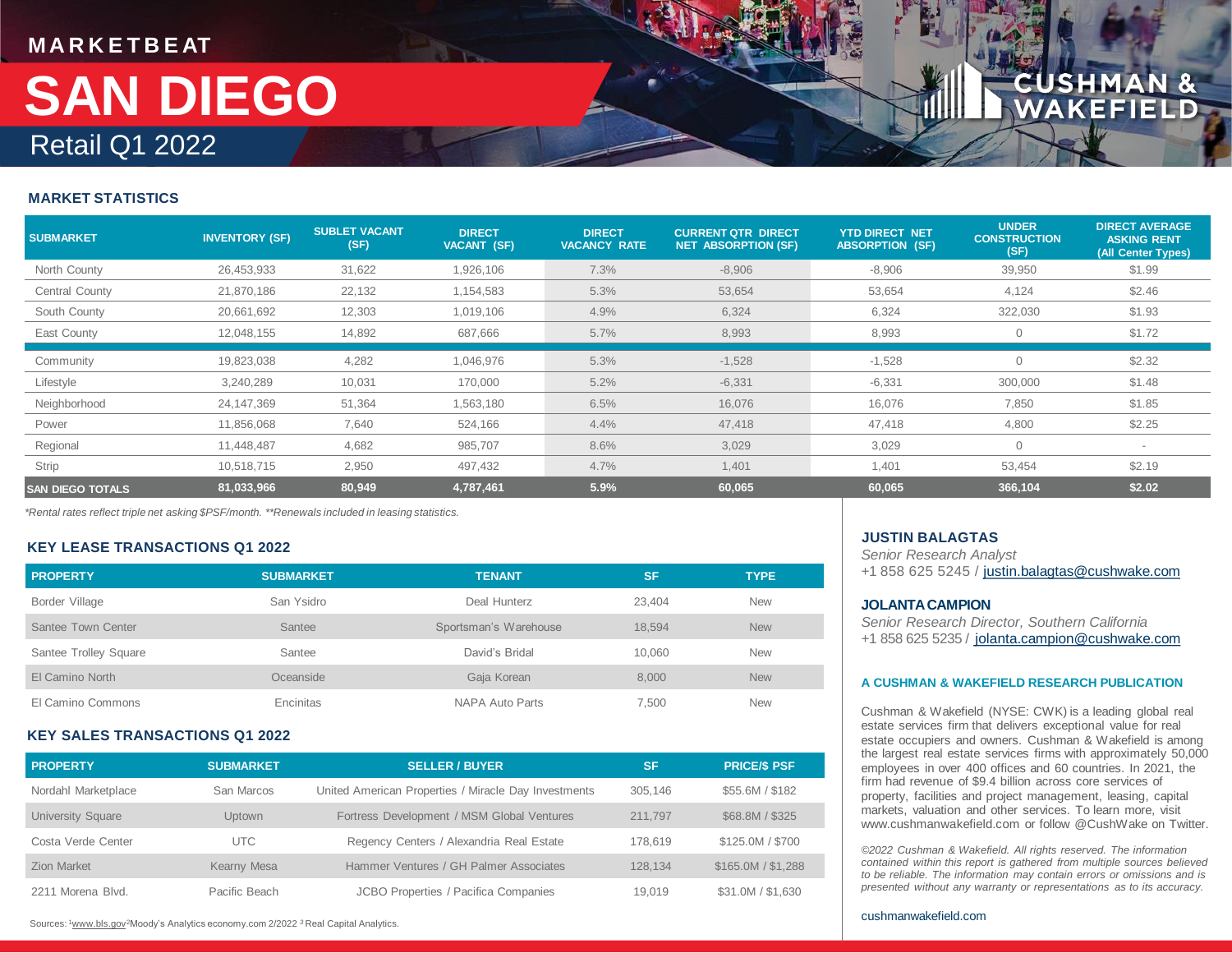MARKETBEAT

# SAN DIEGO

Retail Q1 2022

## MARKET STATISTICS

| SUBMARKET | INVENTORY (SF) | SUBLET VACANT (SF) | DIRECT VACANT (SF) | DIRECT VACANCY RATE | CURRENT QTR DIRECT NET ABSORPTION (SF) | YTD DIRECT NET ABSORPTION (SF) | UNDER CONSTRUCTION (SF) | DIRECT AVERAGE ASKING RENT (All Center Types) |
|---|---|---|---|---|---|---|---|---|
| North County | 26,453,933 | 31,622 | 1,926,106 | 7.3% | -8,906 | -8,906 | 39,950 | $1.99 |
| Central County | 21,870,186 | 22,132 | 1,154,583 | 5.3% | 53,654 | 53,654 | 4,124 | $2.46 |
| South County | 20,661,692 | 12,303 | 1,019,106 | 4.9% | 6,324 | 6,324 | 322,030 | $1.93 |
| East County | 12,048,155 | 14,892 | 687,666 | 5.7% | 8,993 | 8,993 | 0 | $1.72 |
| Community | 19,823,038 | 4,282 | 1,046,976 | 5.3% | -1,528 | -1,528 | 0 | $2.32 |
| Lifestyle | 3,240,289 | 10,031 | 170,000 | 5.2% | -6,331 | -6,331 | 300,000 | $1.48 |
| Neighborhood | 24,147,369 | 51,364 | 1,563,180 | 6.5% | 16,076 | 16,076 | 7,850 | $1.85 |
| Power | 11,856,068 | 7,640 | 524,166 | 4.4% | 47,418 | 47,418 | 4,800 | $2.25 |
| Regional | 11,448,487 | 4,682 | 985,707 | 8.6% | 3,029 | 3,029 | 0 | - |
| Strip | 10,518,715 | 2,950 | 497,432 | 4.7% | 1,401 | 1,401 | 53,454 | $2.19 |
| **SAN DIEGO TOTALS** | **81,033,966** | **80,949** | **4,787,461** | **5.9%** | **60,065** | **60,065** | **366,104** | **$2.02** |

*Rental rates reflect triple net asking $PSF/month. **Renewals included in leasing statistics.*

## KEY LEASE TRANSACTIONS Q1 2022

| PROPERTY | SUBMARKET | TENANT | SF | TYPE |
|---|---|---|---|---|
| Border Village | San Ysidro | Deal Hunterz | 23,404 | New |
| Santee Town Center | Santee | Sportsman's Warehouse | 18,594 | New |
| Santee Trolley Square | Santee | David's Bridal | 10,060 | New |
| El Camino North | Oceanside | Gaja Korean | 8,000 | New |
| El Camino Commons | Encinitas | NAPA Auto Parts | 7,500 | New |

## KEY SALES TRANSACTIONS Q1 2022

| PROPERTY | SUBMARKET | SELLER / BUYER | SF | PRICE/$ PSF |
|---|---|---|---|---|
| Nordahl Marketplace | San Marcos | United American Properties / Miracle Day Investments | 305,146 | $55.6M / $182 |
| University Square | Uptown | Fortress Development / MSM Global Ventures | 211,797 | $68.8M / $325 |
| Costa Verde Center | UTC | Regency Centers / Alexandria Real Estate | 178,619 | $125.0M / $700 |
| Zion Market | Kearny Mesa | Hammer Ventures / GH Palmer Associates | 128,134 | $165.0M / $1,288 |
| 2211 Morena Blvd. | Pacific Beach | JCBO Properties / Pacifica Companies | 19,019 | $31.0M / $1,630 |

Sources: [1]www.bls.gov [2]Moody's Analytics economy.com 2/2022 [3]Real Capital Analytics.

### JUSTIN BALAGTAS

*Senior Research Analyst*

+1 858 625 5245 / justin.balagtas@cushwake.com

### JOLANTA CAMPION

*Senior Research Director, Southern California*

+1 858 625 5235 / jolanta.campion@cushwake.com

### A CUSHMAN & WAKEFIELD RESEARCH PUBLICATION

Cushman & Wakefield (NYSE: CWK) is a leading global real estate services firm that delivers exceptional value for real estate occupiers and owners. Cushman & Wakefield is among the largest real estate services firms with approximately 50,000 employees in over 400 offices and 60 countries. In 2021, the firm had revenue of $9.4 billion across core services of property, facilities and project management, leasing, capital markets, valuation and other services. To learn more, visit www.cushmanwakefield.com or follow @CushWake on Twitter.

*©2022 Cushman & Wakefield. All rights reserved. The information contained within this report is gathered from multiple sources believed to be reliable. The information may contain errors or omissions and is presented without any warranty or representations as to its accuracy.*

cushmanwakefield.com